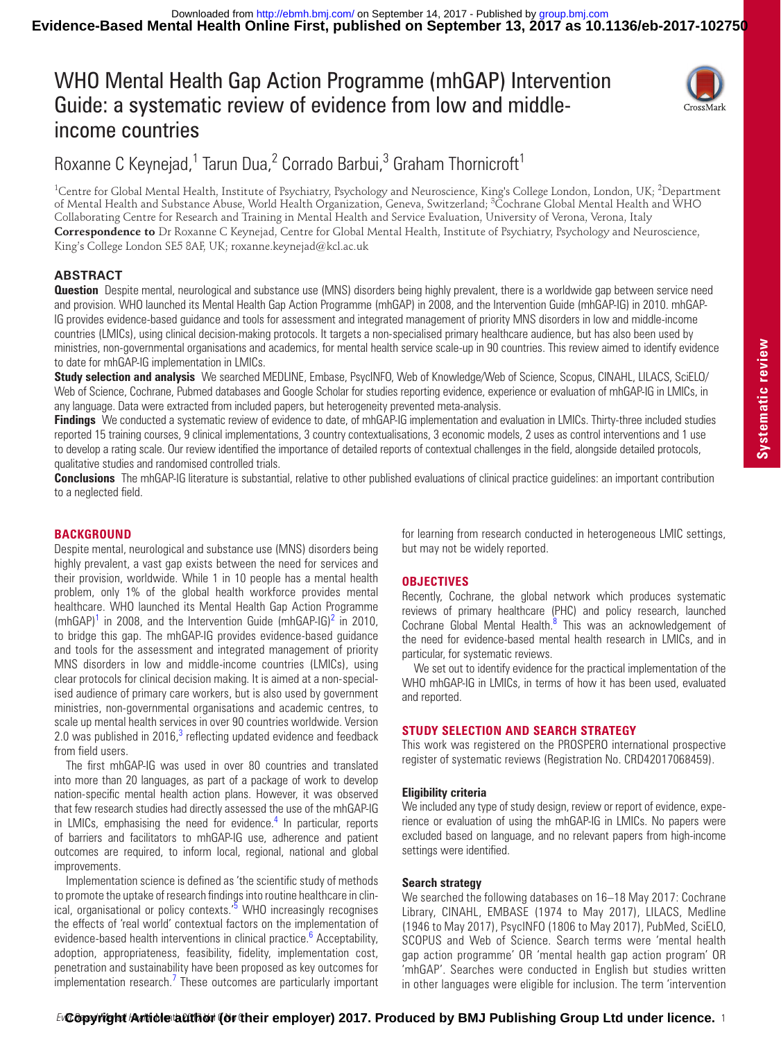# WHO Mental Health Gap Action Programme (mhGAP) Intervention Guide: a systematic review of evidence from low and middle-income countries

Roxanne C Keynejad,[1] Tarun Dua,[2] Corrado Barbui,[3] Graham Thornicroft[1]

[1]Centre for Global Mental Health, Institute of Psychiatry, Psychology and Neuroscience, King's College London, London, UK; [2]Department of Mental Health and Substance Abuse, World Health Organization, Geneva, Switzerland; [3]Cochrane Global Mental Health and WHO Collaborating Centre for Research and Training in Mental Health and Service Evaluation, University of Verona, Verona, Italy

**Correspondence to** Dr Roxanne C Keynejad, Centre for Global Mental Health, Institute of Psychiatry, Psychology and Neuroscience, King's College London SE5 8AF, UK; roxanne.keynejad@kcl.ac.uk

## ABSTRACT

**Question** Despite mental, neurological and substance use (MNS) disorders being highly prevalent, there is a worldwide gap between service need and provision. WHO launched its Mental Health Gap Action Programme (mhGAP) in 2008, and the Intervention Guide (mhGAP-IG) in 2010. mhGAP-IG provides evidence-based guidance and tools for assessment and integrated management of priority MNS disorders in low and middle-income countries (LMICs), using clinical decision-making protocols. It targets a non-specialised primary healthcare audience, but has also been used by ministries, non-governmental organisations and academics, for mental health service scale-up in 90 countries. This review aimed to identify evidence to date for mhGAP-IG implementation in LMICs.

**Study selection and analysis** We searched MEDLINE, Embase, PsycINFO, Web of Knowledge/Web of Science, Scopus, CINAHL, LILACS, SciELO/Web of Science, Cochrane, Pubmed databases and Google Scholar for studies reporting evidence, experience or evaluation of mhGAP-IG in LMICs, in any language. Data were extracted from included papers, but heterogeneity prevented meta-analysis.

**Findings** We conducted a systematic review of evidence to date, of mhGAP-IG implementation and evaluation in LMICs. Thirty-three included studies reported 15 training courses, 9 clinical implementations, 3 country contextualisations, 3 economic models, 2 uses as control interventions and 1 use to develop a rating scale. Our review identified the importance of detailed reports of contextual challenges in the field, alongside detailed protocols, qualitative studies and randomised controlled trials.

**Conclusions** The mhGAP-IG literature is substantial, relative to other published evaluations of clinical practice guidelines: an important contribution to a neglected field.

## BACKGROUND

Despite mental, neurological and substance use (MNS) disorders being highly prevalent, a vast gap exists between the need for services and their provision, worldwide. While 1 in 10 people has a mental health problem, only 1% of the global health workforce provides mental healthcare. WHO launched its Mental Health Gap Action Programme (mhGAP)[1] in 2008, and the Intervention Guide (mhGAP-IG)[2] in 2010, to bridge this gap. The mhGAP-IG provides evidence-based guidance and tools for the assessment and integrated management of priority MNS disorders in low and middle-income countries (LMICs), using clear protocols for clinical decision making. It is aimed at a non-specialised audience of primary care workers, but is also used by government ministries, non-governmental organisations and academic centres, to scale up mental health services in over 90 countries worldwide. Version 2.0 was published in 2016,[3] reflecting updated evidence and feedback from field users.

The first mhGAP-IG was used in over 80 countries and translated into more than 20 languages, as part of a package of work to develop nation-specific mental health action plans. However, it was observed that few research studies had directly assessed the use of the mhGAP-IG in LMICs, emphasising the need for evidence.[4] In particular, reports of barriers and facilitators to mhGAP-IG use, adherence and patient outcomes are required, to inform local, regional, national and global improvements.

Implementation science is defined as 'the scientific study of methods to promote the uptake of research findings into routine healthcare in clinical, organisational or policy contexts.'[5] WHO increasingly recognises the effects of 'real world' contextual factors on the implementation of evidence-based health interventions in clinical practice.[6] Acceptability, adoption, appropriateness, feasibility, fidelity, implementation cost, penetration and sustainability have been proposed as key outcomes for implementation research.[7] These outcomes are particularly important for learning from research conducted in heterogeneous LMIC settings, but may not be widely reported.

## OBJECTIVES

Recently, Cochrane, the global network which produces systematic reviews of primary healthcare (PHC) and policy research, launched Cochrane Global Mental Health.[8] This was an acknowledgement of the need for evidence-based mental health research in LMICs, and in particular, for systematic reviews.

We set out to identify evidence for the practical implementation of the WHO mhGAP-IG in LMICs, in terms of how it has been used, evaluated and reported.

## STUDY SELECTION AND SEARCH STRATEGY

This work was registered on the PROSPERO international prospective register of systematic reviews (Registration No. CRD42017068459).

### Eligibility criteria

We included any type of study design, review or report of evidence, experience or evaluation of using the mhGAP-IG in LMICs. No papers were excluded based on language, and no relevant papers from high-income settings were identified.

### Search strategy

We searched the following databases on 16–18 May 2017: Cochrane Library, CINAHL, EMBASE (1974 to May 2017), LILACS, Medline (1946 to May 2017), PsycINFO (1806 to May 2017), PubMed, SciELO, SCOPUS and Web of Science. Search terms were 'mental health gap action programme' OR 'mental health gap action program' OR 'mhGAP'. Searches were conducted in English but studies written in other languages were eligible for inclusion. The term 'intervention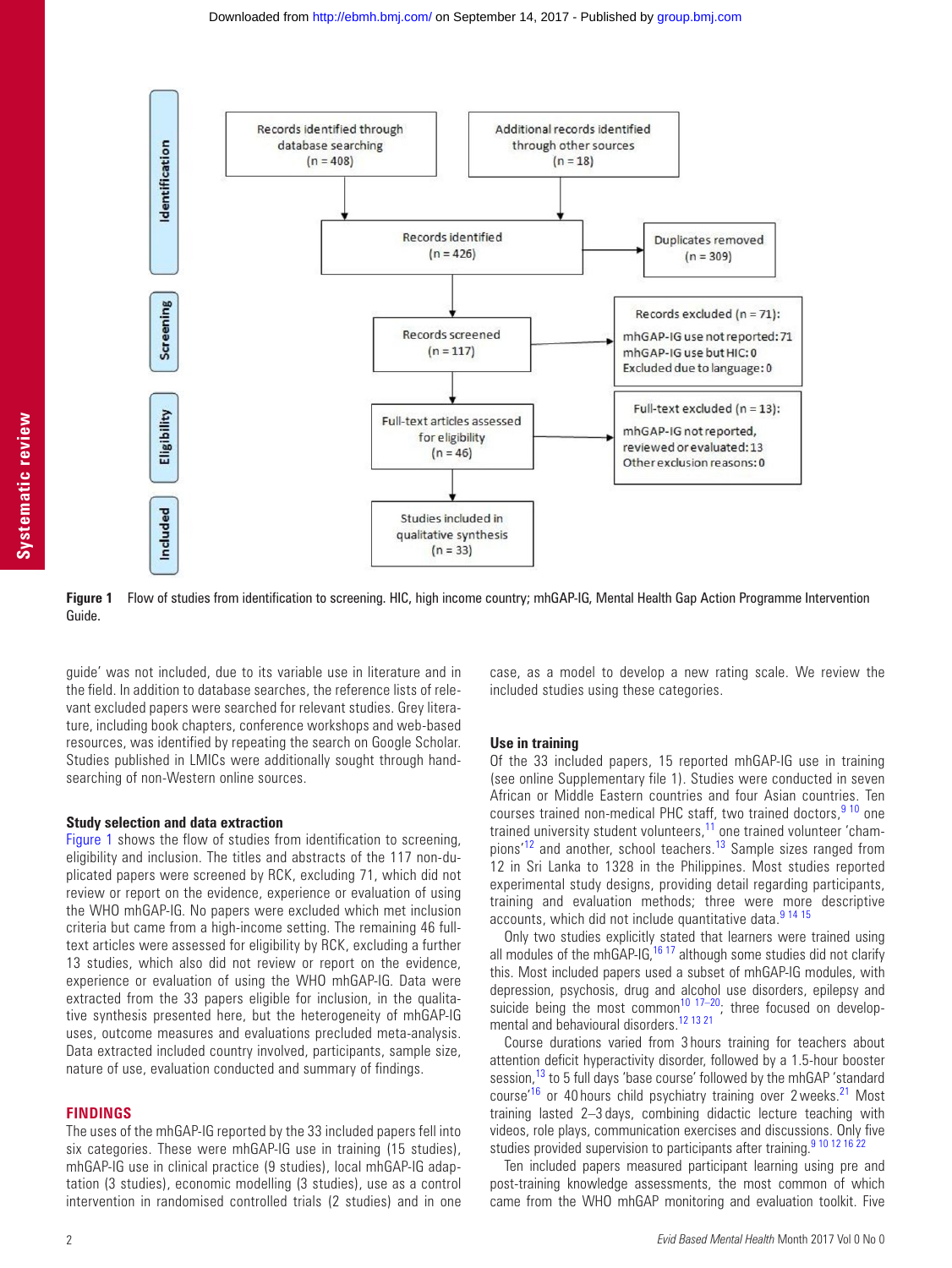**Identification**

- Records identified through database searching (n = 408)
- Additional records identified through other sources (n = 18)
- Records identified (n = 426)
- Duplicates removed (n = 309)

**Screening**

- Records screened (n = 117)
- Records excluded (n = 71): mhGAP-IG use not reported: 71; mhGAP-IG use but HIC: 0; Excluded due to language: 0

**Eligibility**

- Full-text articles assessed for eligibility (n = 46)
- Full-text excluded (n = 13): mhGAP-IG not reported, reviewed or evaluated: 13; Other exclusion reasons: 0

**Included**

- Studies included in qualitative synthesis (n = 33)

**Figure 1** Flow of studies from identification to screening. HIC, high income country; mhGAP-IG, Mental Health Gap Action Programme Intervention Guide.

guide' was not included, due to its variable use in literature and in the field. In addition to database searches, the reference lists of relevant excluded papers were searched for relevant studies. Grey literature, including book chapters, conference workshops and web-based resources, was identified by repeating the search on Google Scholar. Studies published in LMICs were additionally sought through hand-searching of non-Western online sources.

### Study selection and data extraction

Figure 1 shows the flow of studies from identification to screening, eligibility and inclusion. The titles and abstracts of the 117 non-duplicated papers were screened by RCK, excluding 71, which did not review or report on the evidence, experience or evaluation of using the WHO mhGAP-IG. No papers were excluded which met inclusion criteria but came from a high-income setting. The remaining 46 full-text articles were assessed for eligibility by RCK, excluding a further 13 studies, which also did not review or report on the evidence, experience or evaluation of using the WHO mhGAP-IG. Data were extracted from the 33 papers eligible for inclusion, in the qualitative synthesis presented here, but the heterogeneity of mhGAP-IG uses, outcome measures and evaluations precluded meta-analysis. Data extracted included country involved, participants, sample size, nature of use, evaluation conducted and summary of findings.

## FINDINGS

The uses of the mhGAP-IG reported by the 33 included papers fell into six categories. These were mhGAP-IG use in training (15 studies), mhGAP-IG use in clinical practice (9 studies), local mhGAP-IG adaptation (3 studies), economic modelling (3 studies), use as a control intervention in randomised controlled trials (2 studies) and in one case, as a model to develop a new rating scale. We review the included studies using these categories.

### Use in training

Of the 33 included papers, 15 reported mhGAP-IG use in training (see online Supplementary file 1). Studies were conducted in seven African or Middle Eastern countries and four Asian countries. Ten courses trained non-medical PHC staff, two trained doctors,[9 10] one trained university student volunteers,[11] one trained volunteer 'champions'[12] and another, school teachers.[13] Sample sizes ranged from 12 in Sri Lanka to 1328 in the Philippines. Most studies reported experimental study designs, providing detail regarding participants, training and evaluation methods; three were more descriptive accounts, which did not include quantitative data.[9 14 15]

Only two studies explicitly stated that learners were trained using all modules of the mhGAP-IG,[16 17] although some studies did not clarify this. Most included papers used a subset of mhGAP-IG modules, with depression, psychosis, drug and alcohol use disorders, epilepsy and suicide being the most common[10 17–20]; three focused on developmental and behavioural disorders.[12 13 21]

Course durations varied from 3 hours training for teachers about attention deficit hyperactivity disorder, followed by a 1.5-hour booster session,[13] to 5 full days 'base course' followed by the mhGAP 'standard course'[16] or 40 hours child psychiatry training over 2 weeks.[21] Most training lasted 2–3 days, combining didactic lecture teaching with videos, role plays, communication exercises and discussions. Only five studies provided supervision to participants after training.[9 10 12 16 22]

Ten included papers measured participant learning using pre and post-training knowledge assessments, the most common of which came from the WHO mhGAP monitoring and evaluation toolkit. Five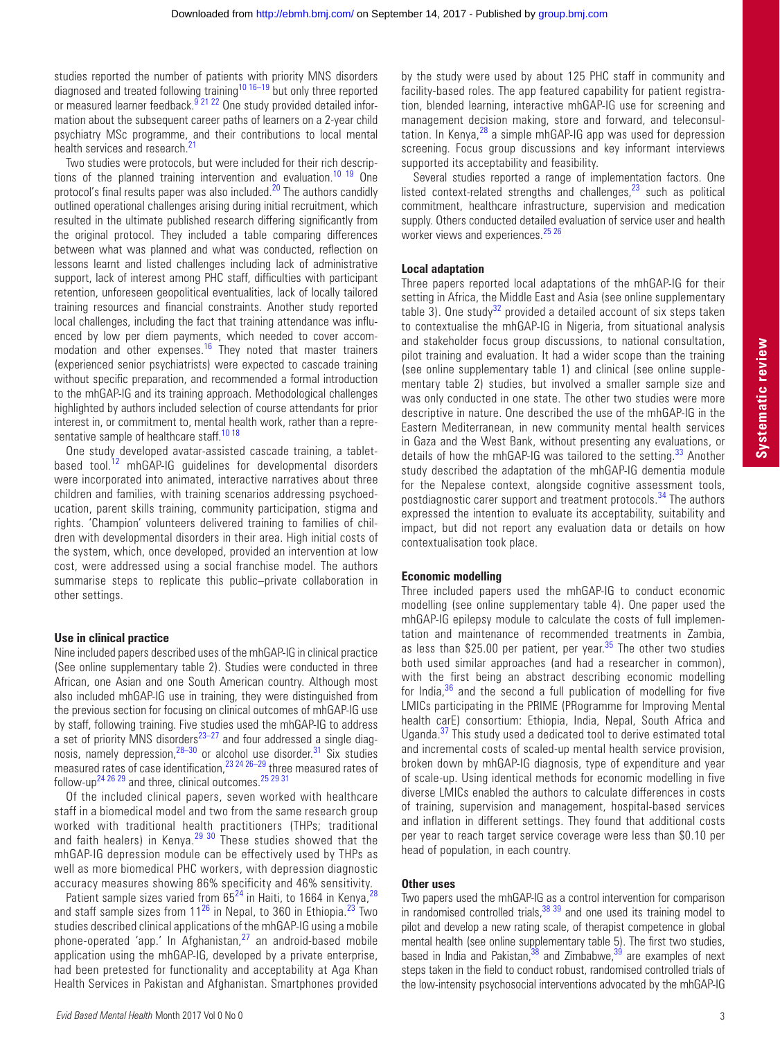studies reported the number of patients with priority MNS disorders diagnosed and treated following training[10 16–19] but only three reported or measured learner feedback.[9 21 22] One study provided detailed information about the subsequent career paths of learners on a 2-year child psychiatry MSc programme, and their contributions to local mental health services and research.[21]

Two studies were protocols, but were included for their rich descriptions of the planned training intervention and evaluation.[10 19] One protocol's final results paper was also included.[20] The authors candidly outlined operational challenges arising during initial recruitment, which resulted in the ultimate published research differing significantly from the original protocol. They included a table comparing differences between what was planned and what was conducted, reflection on lessons learnt and listed challenges including lack of administrative support, lack of interest among PHC staff, difficulties with participant retention, unforeseen geopolitical eventualities, lack of locally tailored training resources and financial constraints. Another study reported local challenges, including the fact that training attendance was influenced by low per diem payments, which needed to cover accommodation and other expenses.[16] They noted that master trainers (experienced senior psychiatrists) were expected to cascade training without specific preparation, and recommended a formal introduction to the mhGAP-IG and its training approach. Methodological challenges highlighted by authors included selection of course attendants for prior interest in, or commitment to, mental health work, rather than a representative sample of healthcare staff.[10 18]

One study developed avatar-assisted cascade training, a tablet-based tool.[12] mhGAP-IG guidelines for developmental disorders were incorporated into animated, interactive narratives about three children and families, with training scenarios addressing psychoeducation, parent skills training, community participation, stigma and rights. 'Champion' volunteers delivered training to families of children with developmental disorders in their area. High initial costs of the system, which, once developed, provided an intervention at low cost, were addressed using a social franchise model. The authors summarise steps to replicate this public–private collaboration in other settings.

### Use in clinical practice

Nine included papers described uses of the mhGAP-IG in clinical practice (See online supplementary table 2). Studies were conducted in three African, one Asian and one South American country. Although most also included mhGAP-IG use in training, they were distinguished from the previous section for focusing on clinical outcomes of mhGAP-IG use by staff, following training. Five studies used the mhGAP-IG to address a set of priority MNS disorders[23–27] and four addressed a single diagnosis, namely depression,[28–30] or alcohol use disorder.[31] Six studies measured rates of case identification,[23 24 26–29] three measured rates of follow-up[24 26 29] and three, clinical outcomes.[25 29 31]

Of the included clinical papers, seven worked with healthcare staff in a biomedical model and two from the same research group worked with traditional health practitioners (THPs; traditional and faith healers) in Kenya.[29 30] These studies showed that the mhGAP-IG depression module can be effectively used by THPs as well as more biomedical PHC workers, with depression diagnostic accuracy measures showing 86% specificity and 46% sensitivity.

Patient sample sizes varied from 65[24] in Haiti, to 1664 in Kenya,[28] and staff sample sizes from 11[26] in Nepal, to 360 in Ethiopia.[23] Two studies described clinical applications of the mhGAP-IG using a mobile phone-operated 'app.' In Afghanistan,[27] an android-based mobile application using the mhGAP-IG, developed by a private enterprise, had been pretested for functionality and acceptability at Aga Khan Health Services in Pakistan and Afghanistan. Smartphones provided by the study were used by about 125 PHC staff in community and facility-based roles. The app featured capability for patient registration, blended learning, interactive mhGAP-IG use for screening and management decision making, store and forward, and teleconsultation. In Kenya,[28] a simple mhGAP-IG app was used for depression screening. Focus group discussions and key informant interviews supported its acceptability and feasibility.

Several studies reported a range of implementation factors. One listed context-related strengths and challenges,[23] such as political commitment, healthcare infrastructure, supervision and medication supply. Others conducted detailed evaluation of service user and health worker views and experiences.[25 26]

### Local adaptation

Three papers reported local adaptations of the mhGAP-IG for their setting in Africa, the Middle East and Asia (see online supplementary table 3). One study[32] provided a detailed account of six steps taken to contextualise the mhGAP-IG in Nigeria, from situational analysis and stakeholder focus group discussions, to national consultation, pilot training and evaluation. It had a wider scope than the training (see online supplementary table 1) and clinical (see online supplementary table 2) studies, but involved a smaller sample size and was only conducted in one state. The other two studies were more descriptive in nature. One described the use of the mhGAP-IG in the Eastern Mediterranean, in new community mental health services in Gaza and the West Bank, without presenting any evaluations, or details of how the mhGAP-IG was tailored to the setting.[33] Another study described the adaptation of the mhGAP-IG dementia module for the Nepalese context, alongside cognitive assessment tools, postdiagnostic carer support and treatment protocols.[34] The authors expressed the intention to evaluate its acceptability, suitability and impact, but did not report any evaluation data or details on how contextualisation took place.

### Economic modelling

Three included papers used the mhGAP-IG to conduct economic modelling (see online supplementary table 4). One paper used the mhGAP-IG epilepsy module to calculate the costs of full implementation and maintenance of recommended treatments in Zambia, as less than $25.00 per patient, per year.[35] The other two studies both used similar approaches (and had a researcher in common), with the first being an abstract describing economic modelling for India,[36] and the second a full publication of modelling for five LMICs participating in the PRIME (PRogramme for Improving Mental health carE) consortium: Ethiopia, India, Nepal, South Africa and Uganda.[37] This study used a dedicated tool to derive estimated total and incremental costs of scaled-up mental health service provision, broken down by mhGAP-IG diagnosis, type of expenditure and year of scale-up. Using identical methods for economic modelling in five diverse LMICs enabled the authors to calculate differences in costs of training, supervision and management, hospital-based services and inflation in different settings. They found that additional costs per year to reach target service coverage were less than $0.10 per head of population, in each country.

### Other uses

Two papers used the mhGAP-IG as a control intervention for comparison in randomised controlled trials,[38 39] and one used its training model to pilot and develop a new rating scale, of therapist competence in global mental health (see online supplementary table 5). The first two studies, based in India and Pakistan,[38] and Zimbabwe,[39] are examples of next steps taken in the field to conduct robust, randomised controlled trials of the low-intensity psychosocial interventions advocated by the mhGAP-IG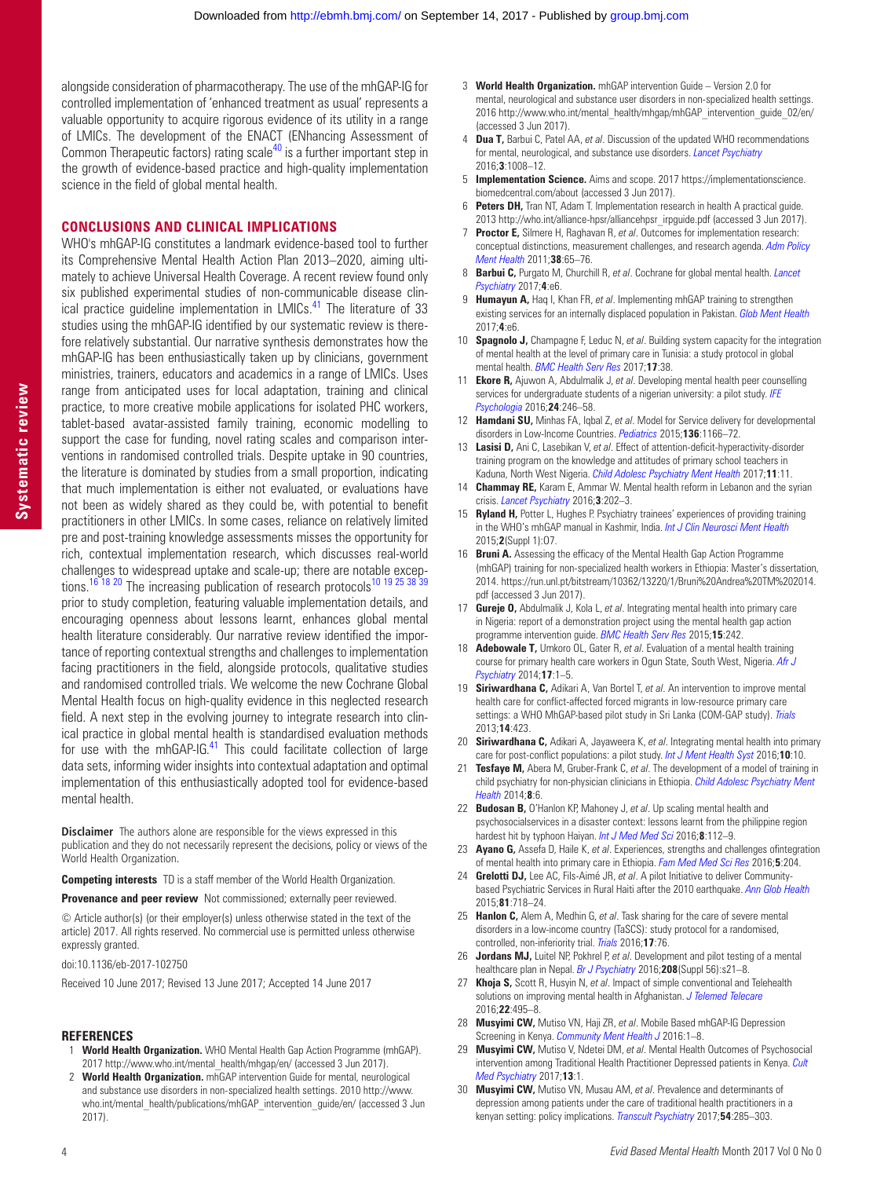alongside consideration of pharmacotherapy. The use of the mhGAP-IG for controlled implementation of 'enhanced treatment as usual' represents a valuable opportunity to acquire rigorous evidence of its utility in a range of LMICs. The development of the ENACT (ENhancing Assessment of Common Therapeutic factors) rating scale[40] is a further important step in the growth of evidence-based practice and high-quality implementation science in the field of global mental health.

## CONCLUSIONS AND CLINICAL IMPLICATIONS

WHO's mhGAP-IG constitutes a landmark evidence-based tool to further its Comprehensive Mental Health Action Plan 2013–2020, aiming ultimately to achieve Universal Health Coverage. A recent review found only six published experimental studies of non-communicable disease clinical practice guideline implementation in LMICs.[41] The literature of 33 studies using the mhGAP-IG identified by our systematic review is therefore relatively substantial. Our narrative synthesis demonstrates how the mhGAP-IG has been enthusiastically taken up by clinicians, government ministries, trainers, educators and academics in a range of LMICs. Uses range from anticipated uses for local adaptation, training and clinical practice, to more creative mobile applications for isolated PHC workers, tablet-based avatar-assisted family training, economic modelling to support the case for funding, novel rating scales and comparison interventions in randomised controlled trials. Despite uptake in 90 countries, the literature is dominated by studies from a small proportion, indicating that much implementation is either not evaluated, or evaluations have not been as widely shared as they could be, with potential to benefit practitioners in other LMICs. In some cases, reliance on relatively limited pre and post-training knowledge assessments misses the opportunity for rich, contextual implementation research, which discusses real-world challenges to widespread uptake and scale-up; there are notable exceptions.[16 18 20] The increasing publication of research protocols[10 19 25 38 39] prior to study completion, featuring valuable implementation details, and encouraging openness about lessons learnt, enhances global mental health literature considerably. Our narrative review identified the importance of reporting contextual strengths and challenges to implementation facing practitioners in the field, alongside protocols, qualitative studies and randomised controlled trials. We welcome the new Cochrane Global Mental Health focus on high-quality evidence in this neglected research field. A next step in the evolving journey to integrate research into clinical practice in global mental health is standardised evaluation methods for use with the mhGAP-IG.[41] This could facilitate collection of large data sets, informing wider insights into contextual adaptation and optimal implementation of this enthusiastically adopted tool for evidence-based mental health.

**Disclaimer** The authors alone are responsible for the views expressed in this publication and they do not necessarily represent the decisions, policy or views of the World Health Organization.

**Competing interests** TD is a staff member of the World Health Organization.

**Provenance and peer review** Not commissioned; externally peer reviewed.

© Article author(s) (or their employer(s) unless otherwise stated in the text of the article) 2017. All rights reserved. No commercial use is permitted unless otherwise expressly granted.

doi:10.1136/eb-2017-102750

Received 10 June 2017; Revised 13 June 2017; Accepted 14 June 2017

## REFERENCES

1. **World Health Organization.** WHO Mental Health Gap Action Programme (mhGAP). 2017 http://www.who.int/mental_health/mhgap/en/ (accessed 3 Jun 2017).
2. **World Health Organization.** mhGAP intervention Guide for mental, neurological and substance use disorders in non-specialized health settings. 2010 http://www.who.int/mental_health/publications/mhGAP_intervention_guide/en/ (accessed 3 Jun 2017).
3. **World Health Organization.** mhGAP intervention Guide – Version 2.0 for mental, neurological and substance user disorders in non-specialized health settings. 2016 http://www.who.int/mental_health/mhgap/mhGAP_intervention_guide_02/en/ (accessed 3 Jun 2017).
4. **Dua T,** Barbui C, Patel AA, *et al*. Discussion of the updated WHO recommendations for mental, neurological, and substance use disorders. *Lancet Psychiatry* 2016;**3**:1008–12.
5. **Implementation Science.** Aims and scope. 2017 https://implementationscience.biomedcentral.com/about (accessed 3 Jun 2017).
6. **Peters DH,** Tran NT, Adam T. Implementation research in health A practical guide. 2013 http://who.int/alliance-hpsr/alliancehpsr_irpguide.pdf (accessed 3 Jun 2017).
7. **Proctor E,** Silmere H, Raghavan R, *et al*. Outcomes for implementation research: conceptual distinctions, measurement challenges, and research agenda. *Adm Policy Ment Health* 2011;**38**:65–76.
8. **Barbui C,** Purgato M, Churchill R, *et al*. Cochrane for global mental health. *Lancet Psychiatry* 2017;**4**:e6.
9. **Humayun A,** Haq I, Khan FR, *et al*. Implementing mhGAP training to strengthen existing services for an internally displaced population in Pakistan. *Glob Ment Health* 2017;**4**:e6.
10. **Spagnolo J,** Champagne F, Leduc N, *et al*. Building system capacity for the integration of mental health at the level of primary care in Tunisia: a study protocol in global mental health. *BMC Health Serv Res* 2017;**17**:38.
11. **Ekore R,** Ajuwon A, Abdulmalik J, *et al*. Developing mental health peer counselling services for undergraduate students of a nigerian university: a pilot study. *IFE Psychologia* 2016;**24**:246–58.
12. **Hamdani SU,** Minhas FA, Iqbal Z, *et al*. Model for Service delivery for developmental disorders in Low-Income Countries. *Pediatrics* 2015;**136**:1166–72.
13. **Lasisi D,** Ani C, Lasebikan V, *et al*. Effect of attention-deficit-hyperactivity-disorder training program on the knowledge and attitudes of primary school teachers in Kaduna, North West Nigeria. *Child Adolesc Psychiatry Ment Health* 2017;**11**:11.
14. **Chammay RE,** Karam E, Ammar W. Mental health reform in Lebanon and the syrian crisis. *Lancet Psychiatry* 2016;**3**:202–3.
15. **Ryland H,** Potter L, Hughes P. Psychiatry trainees' experiences of providing training in the WHO's mhGAP manual in Kashmir, India. *Int J Clin Neurosci Ment Health* 2015;**2**(Suppl 1):07.
16. **Bruni A.** Assessing the efficacy of the Mental Health Gap Action Programme (mhGAP) training for non-specialized health workers in Ethiopia: Master's dissertation, 2014. https://run.unl.pt/bitstream/10362/13220/1/Bruni%20Andrea%20TM%202014.pdf (accessed 3 Jun 2017).
17. **Gureje O,** Abdulmalik J, Kola L, *et al*. Integrating mental health into primary care in Nigeria: report of a demonstration project using the mental health gap action programme intervention guide. *BMC Health Serv Res* 2015;**15**:242.
18. **Adebowale T,** Umkoro OL, Gater R, *et al*. Evaluation of a mental health training course for primary health care workers in Ogun State, South West, Nigeria. *Afr J Psychiatry* 2014;**17**:1–5.
19. **Siriwardhana C,** Adikari A, Van Bortel T, *et al*. An intervention to improve mental health care for conflict-affected forced migrants in low-resource primary care settings: a WHO MhGAP-based pilot study in Sri Lanka (COM-GAP study). *Trials* 2013;**14**:423.
20. **Siriwardhana C,** Adikari A, Jayaweera K, *et al*. Integrating mental health into primary care for post-conflict populations: a pilot study. *Int J Ment Health Syst* 2016;**10**:10.
21. **Tesfaye M,** Abera M, Gruber-Frank C, *et al*. The development of a model of training in child psychiatry for non-physician clinicians in Ethiopia. *Child Adolesc Psychiatry Ment Health* 2014;**8**:6.
22. **Budosan B,** O'Hanlon KP, Mahoney J, *et al*. Up scaling mental health and psychosocialservices in a disaster context: lessons learnt from the philippine region hardest hit by typhoon Haiyan. *Int J Med Med Sci* 2016;**8**:112–9.
23. **Ayano G,** Assefa D, Haile K, *et al*. Experiences, strengths and challenges ofintegration of mental health into primary care in Ethiopia. *Fam Med Med Sci Res* 2016;**5**:204.
24. **Grelotti DJ,** Lee AC, Fils-Aimé JR, *et al*. A pilot Initiative to deliver Community-based Psychiatric Services in Rural Haiti after the 2010 earthquake. *Ann Glob Health* 2015;**81**:718–24.
25. **Hanlon C,** Alem A, Medhin G, *et al*. Task sharing for the care of severe mental disorders in a low-income country (TaSCS): study protocol for a randomised, controlled, non-inferiority trial. *Trials* 2016;**17**:76.
26. **Jordans MJ,** Luitel NP, Pokhrel P, *et al*. Development and pilot testing of a mental healthcare plan in Nepal. *Br J Psychiatry* 2016;**208**(Suppl 56):s21–8.
27. **Khoja S,** Scott R, Husyin N, *et al*. Impact of simple conventional and Telehealth solutions on improving mental health in Afghanistan. *J Telemed Telecare* 2016;**22**:495–8.
28. **Musyimi CW,** Mutiso VN, Haji ZR, *et al*. Mobile Based mhGAP-IG Depression Screening in Kenya. *Community Ment Health J* 2016:1–8.
29. **Musyimi CW,** Mutiso V, Ndetei DM, *et al*. Mental Health Outcomes of Psychosocial intervention among Traditional Health Practitioner Depressed patients in Kenya. *Cult Med Psychiatry* 2017;**13**:1.
30. **Musyimi CW,** Mutiso VN, Musau AM, *et al*. Prevalence and determinants of depression among patients under the care of traditional health practitioners in a kenyan setting: policy implications. *Transcult Psychiatry* 2017;**54**:285–303.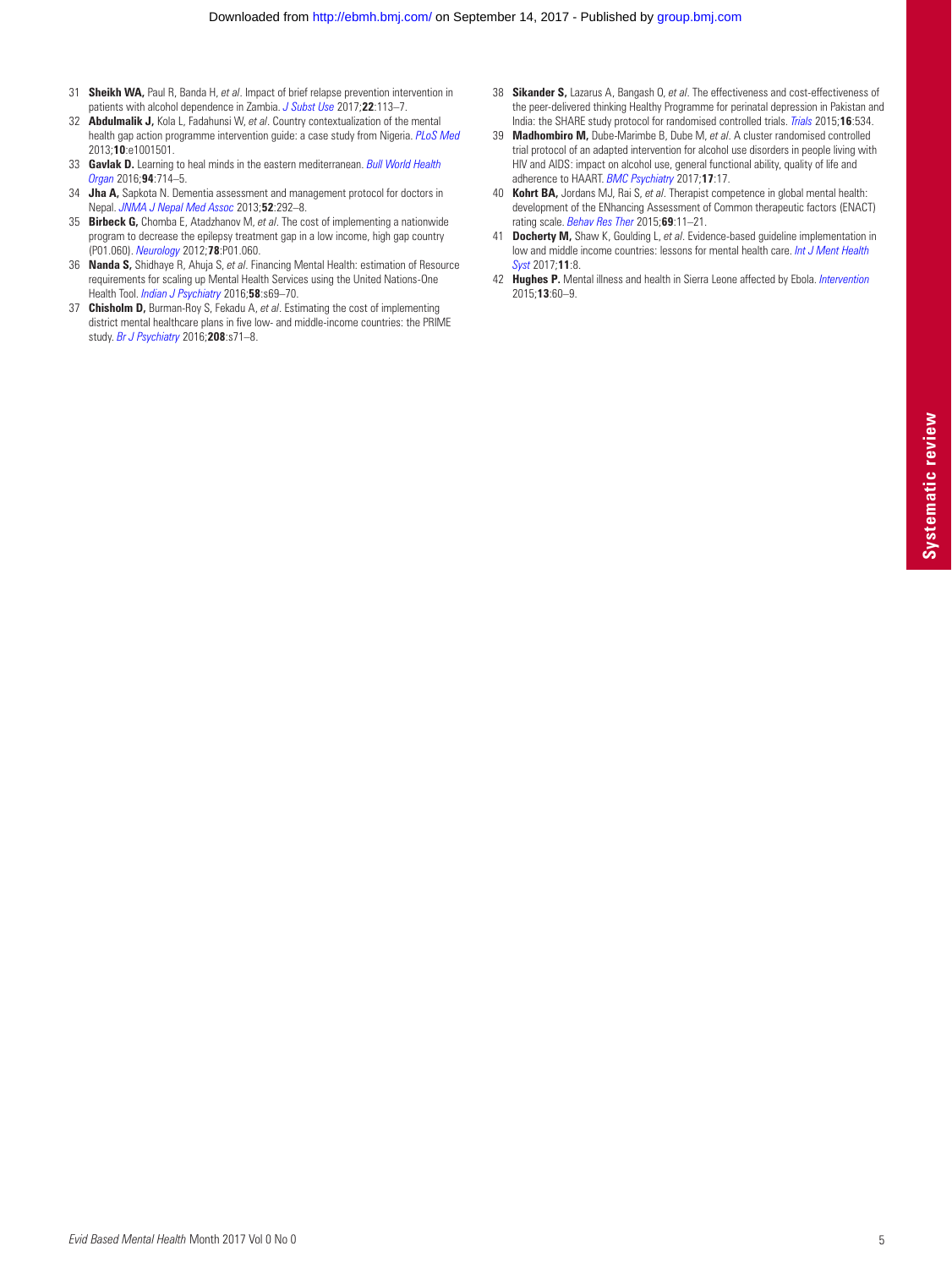31 **Sheikh WA,** Paul R, Banda H, *et al*. Impact of brief relapse prevention intervention in patients with alcohol dependence in Zambia. *J Subst Use* 2017;**22**:113–7.

32 **Abdulmalik J,** Kola L, Fadahunsi W, *et al*. Country contextualization of the mental health gap action programme intervention guide: a case study from Nigeria. *PLoS Med* 2013;**10**:e1001501.

33 **Gavlak D.** Learning to heal minds in the eastern mediterranean. *Bull World Health Organ* 2016;**94**:714–5.

34 **Jha A,** Sapkota N. Dementia assessment and management protocol for doctors in Nepal. *JNMA J Nepal Med Assoc* 2013;**52**:292–8.

35 **Birbeck G,** Chomba E, Atadzhanov M, *et al*. The cost of implementing a nationwide program to decrease the epilepsy treatment gap in a low income, high gap country (P01.060). *Neurology* 2012;**78**:P01.060.

36 **Nanda S,** Shidhaye R, Ahuja S, *et al*. Financing Mental Health: estimation of Resource requirements for scaling up Mental Health Services using the United Nations-One Health Tool. *Indian J Psychiatry* 2016;**58**:s69–70.

37 **Chisholm D,** Burman-Roy S, Fekadu A, *et al*. Estimating the cost of implementing district mental healthcare plans in five low- and middle-income countries: the PRIME study. *Br J Psychiatry* 2016;**208**:s71–8.

38 **Sikander S,** Lazarus A, Bangash O, *et al*. The effectiveness and cost-effectiveness of the peer-delivered thinking Healthy Programme for perinatal depression in Pakistan and India: the SHARE study protocol for randomised controlled trials. *Trials* 2015;**16**:534.

39 **Madhombiro M,** Dube-Marimbe B, Dube M, *et al*. A cluster randomised controlled trial protocol of an adapted intervention for alcohol use disorders in people living with HIV and AIDS: impact on alcohol use, general functional ability, quality of life and adherence to HAART. *BMC Psychiatry* 2017;**17**:17.

40 **Kohrt BA,** Jordans MJ, Rai S, *et al*. Therapist competence in global mental health: development of the ENhancing Assessment of Common therapeutic factors (ENACT) rating scale. *Behav Res Ther* 2015;**69**:11–21.

41 **Docherty M,** Shaw K, Goulding L, *et al*. Evidence-based guideline implementation in low and middle income countries: lessons for mental health care. *Int J Ment Health Syst* 2017;**11**:8.

42 **Hughes P.** Mental illness and health in Sierra Leone affected by Ebola. *Intervention* 2015;**13**:60–9.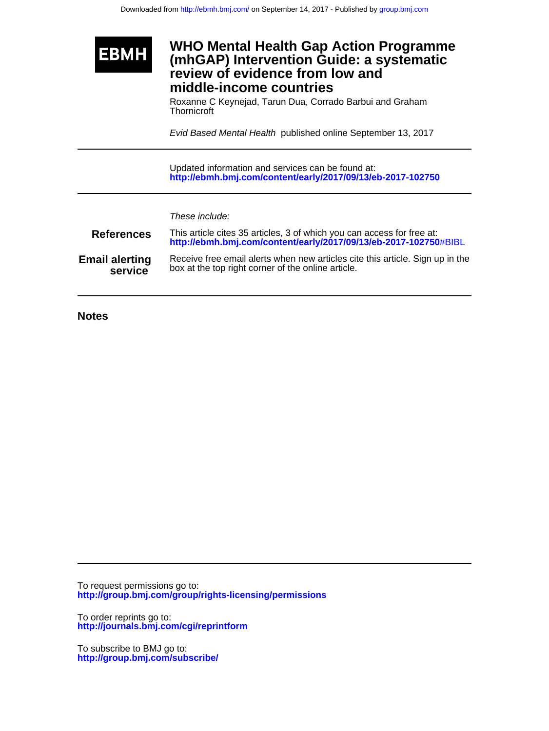Downloaded from http://ebmh.bmj.com/ on September 14, 2017 - Published by group.bmj.com

**EBMH**

# WHO Mental Health Gap Action Programme (mhGAP) Intervention Guide: a systematic review of evidence from low and middle-income countries

Roxanne C Keynejad, Tarun Dua, Corrado Barbui and Graham Thornicroft

*Evid Based Mental Health* published online September 13, 2017

---

Updated information and services can be found at:
**http://ebmh.bmj.com/content/early/2017/09/13/eb-2017-102750**

---

*These include:*

**References**
This article cites 35 articles, 3 of which you can access for free at:
**http://ebmh.bmj.com/content/early/2017/09/13/eb-2017-102750**#BIBL

**Email alerting service**
Receive free email alerts when new articles cite this article. Sign up in the box at the top right corner of the online article.

---

## Notes

---

To request permissions go to:
**http://group.bmj.com/group/rights-licensing/permissions**

To order reprints go to:
**http://journals.bmj.com/cgi/reprintform**

To subscribe to BMJ go to:
**http://group.bmj.com/subscribe/**